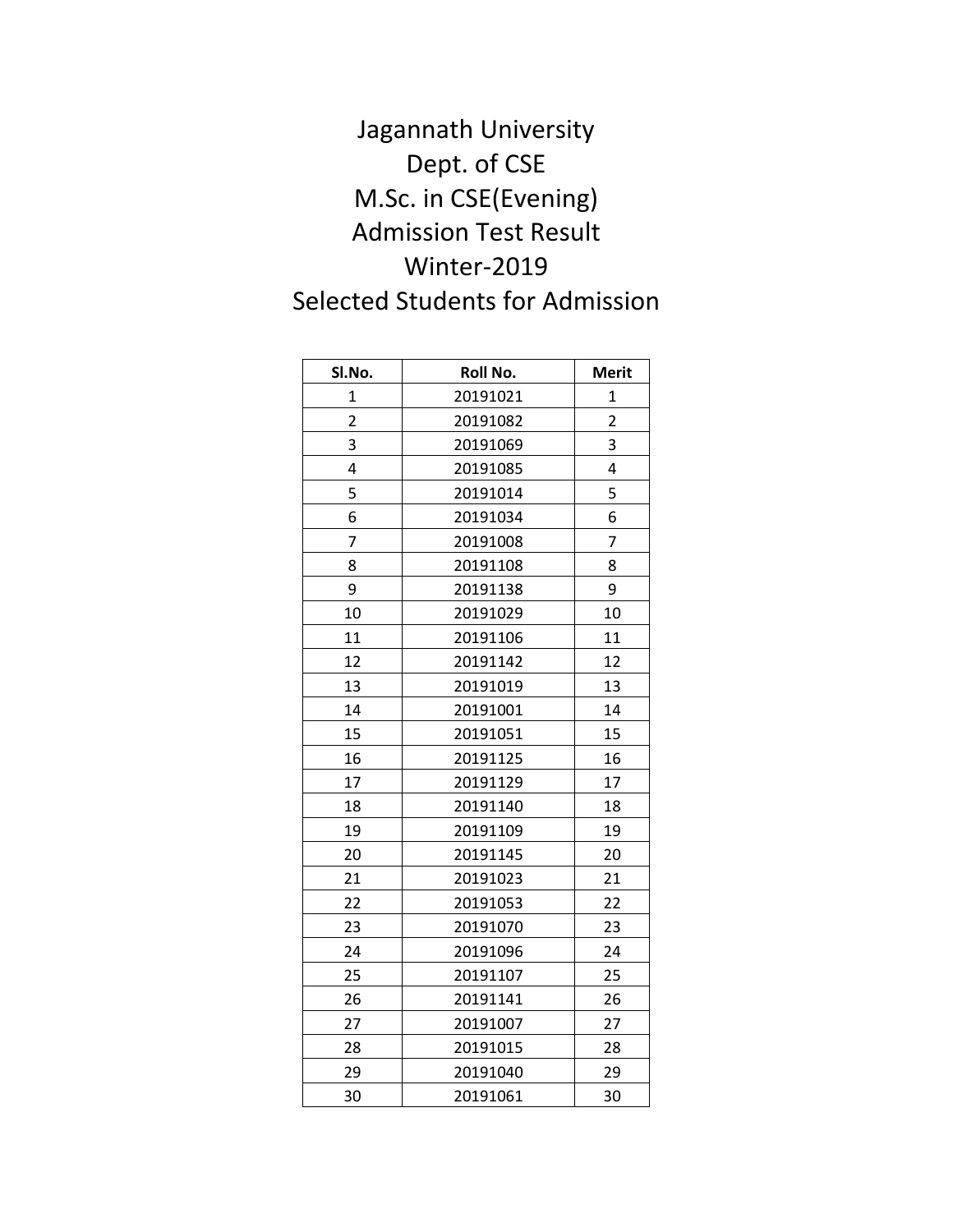# Jagannath University
## Dept. of CSE
## M.Sc. in CSE(Evening)
## Admission Test Result
## Winter-2019
## Selected Students for Admission

| Sl.No. | Roll No. | Merit |
|---|---|---|
| 1 | 20191021 | 1 |
| 2 | 20191082 | 2 |
| 3 | 20191069 | 3 |
| 4 | 20191085 | 4 |
| 5 | 20191014 | 5 |
| 6 | 20191034 | 6 |
| 7 | 20191008 | 7 |
| 8 | 20191108 | 8 |
| 9 | 20191138 | 9 |
| 10 | 20191029 | 10 |
| 11 | 20191106 | 11 |
| 12 | 20191142 | 12 |
| 13 | 20191019 | 13 |
| 14 | 20191001 | 14 |
| 15 | 20191051 | 15 |
| 16 | 20191125 | 16 |
| 17 | 20191129 | 17 |
| 18 | 20191140 | 18 |
| 19 | 20191109 | 19 |
| 20 | 20191145 | 20 |
| 21 | 20191023 | 21 |
| 22 | 20191053 | 22 |
| 23 | 20191070 | 23 |
| 24 | 20191096 | 24 |
| 25 | 20191107 | 25 |
| 26 | 20191141 | 26 |
| 27 | 20191007 | 27 |
| 28 | 20191015 | 28 |
| 29 | 20191040 | 29 |
| 30 | 20191061 | 30 |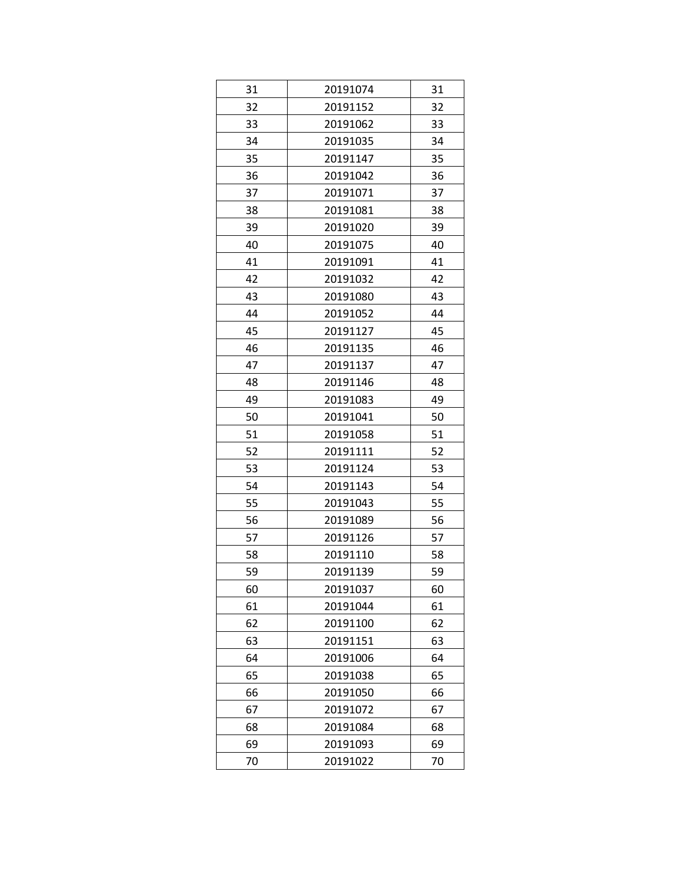| | | |
|---|---|---|
| 31 | 20191074 | 31 |
| 32 | 20191152 | 32 |
| 33 | 20191062 | 33 |
| 34 | 20191035 | 34 |
| 35 | 20191147 | 35 |
| 36 | 20191042 | 36 |
| 37 | 20191071 | 37 |
| 38 | 20191081 | 38 |
| 39 | 20191020 | 39 |
| 40 | 20191075 | 40 |
| 41 | 20191091 | 41 |
| 42 | 20191032 | 42 |
| 43 | 20191080 | 43 |
| 44 | 20191052 | 44 |
| 45 | 20191127 | 45 |
| 46 | 20191135 | 46 |
| 47 | 20191137 | 47 |
| 48 | 20191146 | 48 |
| 49 | 20191083 | 49 |
| 50 | 20191041 | 50 |
| 51 | 20191058 | 51 |
| 52 | 20191111 | 52 |
| 53 | 20191124 | 53 |
| 54 | 20191143 | 54 |
| 55 | 20191043 | 55 |
| 56 | 20191089 | 56 |
| 57 | 20191126 | 57 |
| 58 | 20191110 | 58 |
| 59 | 20191139 | 59 |
| 60 | 20191037 | 60 |
| 61 | 20191044 | 61 |
| 62 | 20191100 | 62 |
| 63 | 20191151 | 63 |
| 64 | 20191006 | 64 |
| 65 | 20191038 | 65 |
| 66 | 20191050 | 66 |
| 67 | 20191072 | 67 |
| 68 | 20191084 | 68 |
| 69 | 20191093 | 69 |
| 70 | 20191022 | 70 |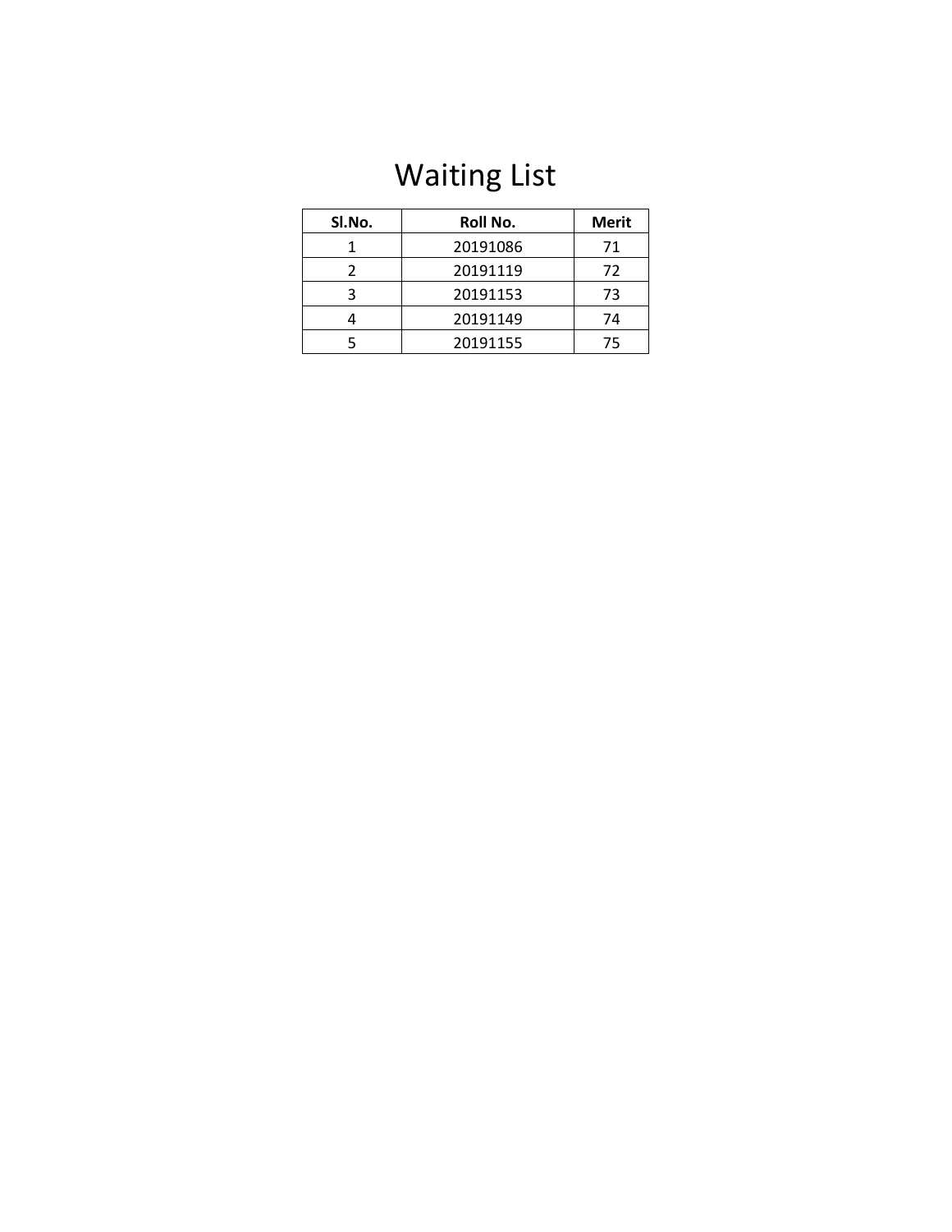# Waiting List

| Sl.No. | Roll No. | Merit |
|---|---|---|
| 1 | 20191086 | 71 |
| 2 | 20191119 | 72 |
| 3 | 20191153 | 73 |
| 4 | 20191149 | 74 |
| 5 | 20191155 | 75 |